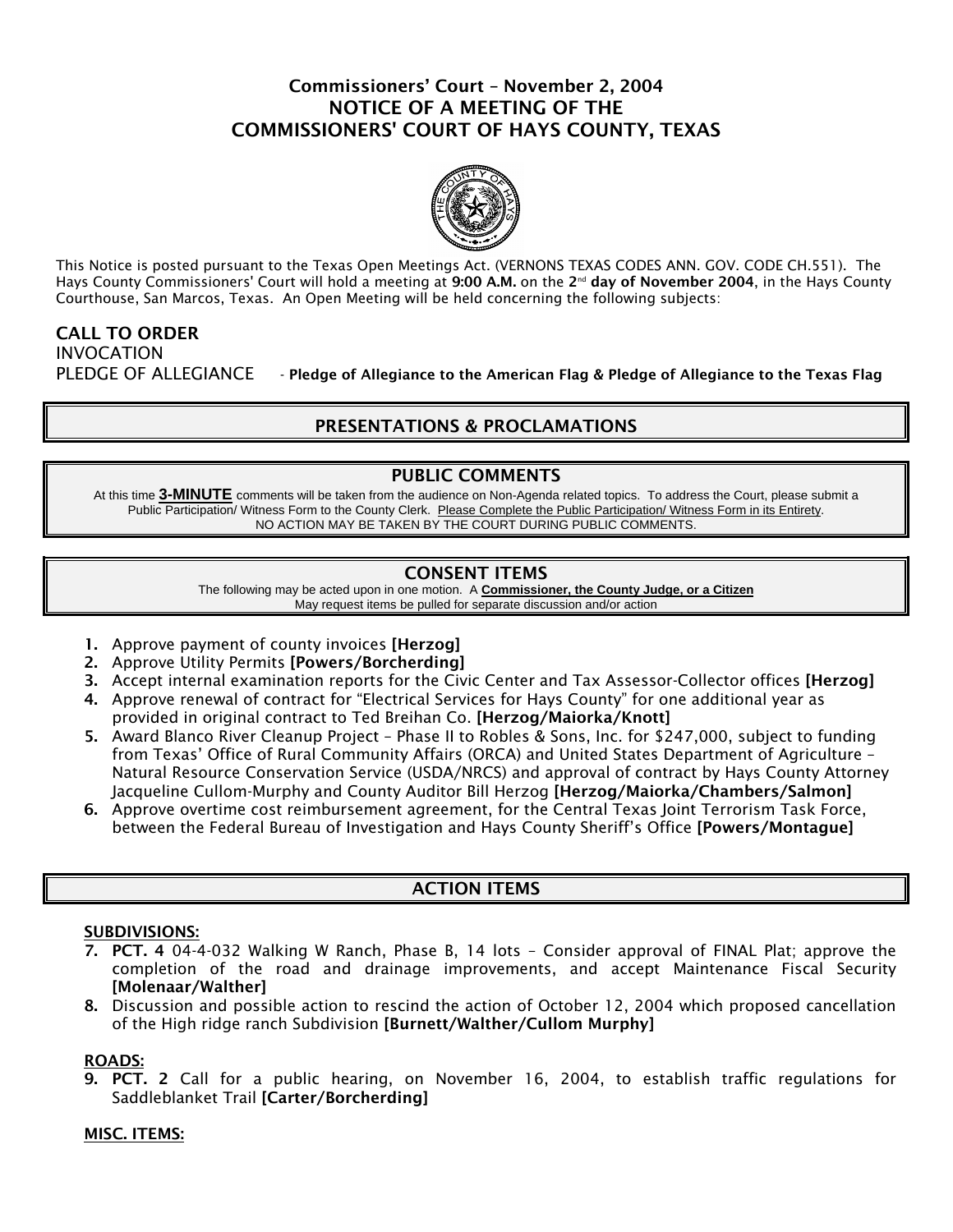# Commissioners' Court – November 2, 2004
# NOTICE OF A MEETING OF THE COMMISSIONERS' COURT OF HAYS COUNTY, TEXAS

This Notice is posted pursuant to the Texas Open Meetings Act. (VERNONS TEXAS CODES ANN. GOV. CODE CH.551). The Hays County Commissioners' Court will hold a meeting at **9:00 A.M.** on the **2nd day of November 2004**, in the Hays County Courthouse, San Marcos, Texas. An Open Meeting will be held concerning the following subjects:

## CALL TO ORDER

INVOCATION

PLEDGE OF ALLEGIANCE - **Pledge of Allegiance to the American Flag & Pledge of Allegiance to the Texas Flag**

## PRESENTATIONS & PROCLAMATIONS

## PUBLIC COMMENTS

At this time **3-MINUTE** comments will be taken from the audience on Non-Agenda related topics. To address the Court, please submit a Public Participation/ Witness Form to the County Clerk. Please Complete the Public Participation/ Witness Form in its Entirety. NO ACTION MAY BE TAKEN BY THE COURT DURING PUBLIC COMMENTS.

## CONSENT ITEMS

The following may be acted upon in one motion. A **Commissioner, the County Judge, or a Citizen** May request items be pulled for separate discussion and/or action

1. Approve payment of county invoices **[Herzog]**
2. Approve Utility Permits **[Powers/Borcherding]**
3. Accept internal examination reports for the Civic Center and Tax Assessor-Collector offices **[Herzog]**
4. Approve renewal of contract for "Electrical Services for Hays County" for one additional year as provided in original contract to Ted Breihan Co. **[Herzog/Maiorka/Knott]**
5. Award Blanco River Cleanup Project – Phase II to Robles & Sons, Inc. for $247,000, subject to funding from Texas' Office of Rural Community Affairs (ORCA) and United States Department of Agriculture – Natural Resource Conservation Service (USDA/NRCS) and approval of contract by Hays County Attorney Jacqueline Cullom-Murphy and County Auditor Bill Herzog **[Herzog/Maiorka/Chambers/Salmon]**
6. Approve overtime cost reimbursement agreement, for the Central Texas Joint Terrorism Task Force, between the Federal Bureau of Investigation and Hays County Sheriff's Office **[Powers/Montague]**

## ACTION ITEMS

### SUBDIVISIONS:

7. **PCT. 4** 04-4-032 Walking W Ranch, Phase B, 14 lots – Consider approval of FINAL Plat; approve the completion of the road and drainage improvements, and accept Maintenance Fiscal Security **[Molenaar/Walther]**
8. Discussion and possible action to rescind the action of October 12, 2004 which proposed cancellation of the High ridge ranch Subdivision **[Burnett/Walther/Cullom Murphy]**

### ROADS:

9. **PCT. 2** Call for a public hearing, on November 16, 2004, to establish traffic regulations for Saddleblanket Trail **[Carter/Borcherding]**

### MISC. ITEMS: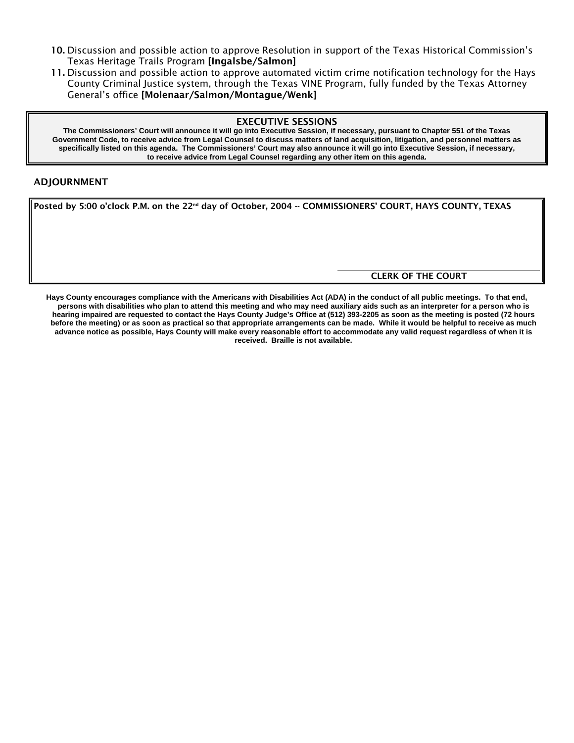10. Discussion and possible action to approve Resolution in support of the Texas Historical Commission's Texas Heritage Trails Program **[Ingalsbe/Salmon]**
11. Discussion and possible action to approve automated victim crime notification technology for the Hays County Criminal Justice system, through the Texas VINE Program, fully funded by the Texas Attorney General's office **[Molenaar/Salmon/Montague/Wenk]**

## EXECUTIVE SESSIONS

**The Commissioners' Court will announce it will go into Executive Session, if necessary, pursuant to Chapter 551 of the Texas Government Code, to receive advice from Legal Counsel to discuss matters of land acquisition, litigation, and personnel matters as specifically listed on this agenda. The Commissioners' Court may also announce it will go into Executive Session, if necessary, to receive advice from Legal Counsel regarding any other item on this agenda.**

## ADJOURNMENT

**Posted by 5:00 o'clock P.M. on the 22nd day of October, 2004 -- COMMISSIONERS' COURT, HAYS COUNTY, TEXAS**

\_\_\_\_\_\_\_\_\_\_\_\_\_\_\_\_\_\_\_\_\_\_\_\_\_\_\_\_\_\_\_\_

**CLERK OF THE COURT**

**Hays County encourages compliance with the Americans with Disabilities Act (ADA) in the conduct of all public meetings. To that end, persons with disabilities who plan to attend this meeting and who may need auxiliary aids such as an interpreter for a person who is hearing impaired are requested to contact the Hays County Judge's Office at (512) 393-2205 as soon as the meeting is posted (72 hours before the meeting) or as soon as practical so that appropriate arrangements can be made. While it would be helpful to receive as much advance notice as possible, Hays County will make every reasonable effort to accommodate any valid request regardless of when it is received. Braille is not available.**